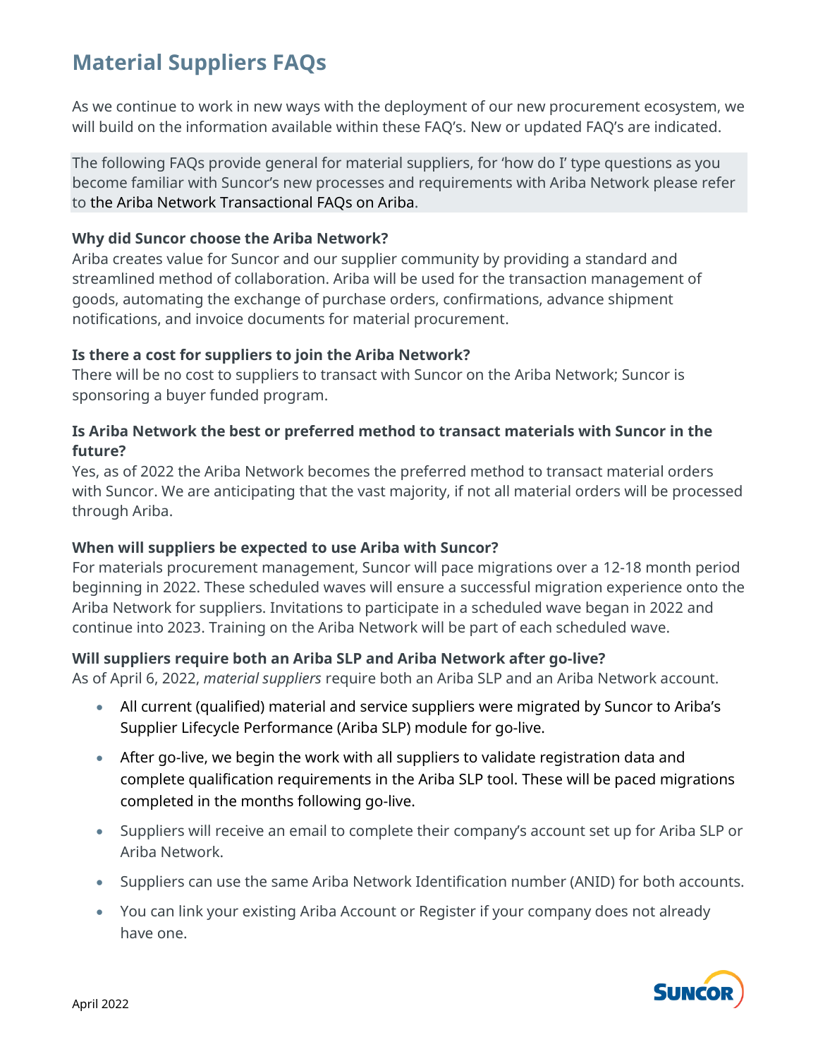# Material Suppliers FAQs

As we continue to work in new ways with the deployment of our new procurement ecosystem, we will build on the information available within these FAQ's. New or updated FAQ's are indicated.

The following FAQs provide general for material suppliers, for 'how do I' type questions as you become familiar with Suncor's new processes and requirements with Ariba Network please refer to the Ariba Network Transactional FAQs on Ariba.

**Why did Suncor choose the Ariba Network?**
Ariba creates value for Suncor and our supplier community by providing a standard and streamlined method of collaboration. Ariba will be used for the transaction management of goods, automating the exchange of purchase orders, confirmations, advance shipment notifications, and invoice documents for material procurement.

**Is there a cost for suppliers to join the Ariba Network?**
There will be no cost to suppliers to transact with Suncor on the Ariba Network; Suncor is sponsoring a buyer funded program.

**Is Ariba Network the best or preferred method to transact materials with Suncor in the future?**
Yes, as of 2022 the Ariba Network becomes the preferred method to transact material orders with Suncor. We are anticipating that the vast majority, if not all material orders will be processed through Ariba.

**When will suppliers be expected to use Ariba with Suncor?**
For materials procurement management, Suncor will pace migrations over a 12-18 month period beginning in 2022. These scheduled waves will ensure a successful migration experience onto the Ariba Network for suppliers. Invitations to participate in a scheduled wave began in 2022 and continue into 2023. Training on the Ariba Network will be part of each scheduled wave.

**Will suppliers require both an Ariba SLP and Ariba Network after go-live?**
As of April 6, 2022, *material suppliers* require both an Ariba SLP and an Ariba Network account.

- All current (qualified) material and service suppliers were migrated by Suncor to Ariba's Supplier Lifecycle Performance (Ariba SLP) module for go-live.
- After go-live, we begin the work with all suppliers to validate registration data and complete qualification requirements in the Ariba SLP tool. These will be paced migrations completed in the months following go-live.
- Suppliers will receive an email to complete their company's account set up for Ariba SLP or Ariba Network.
- Suppliers can use the same Ariba Network Identification number (ANID) for both accounts.
- You can link your existing Ariba Account or Register if your company does not already have one.

April 2022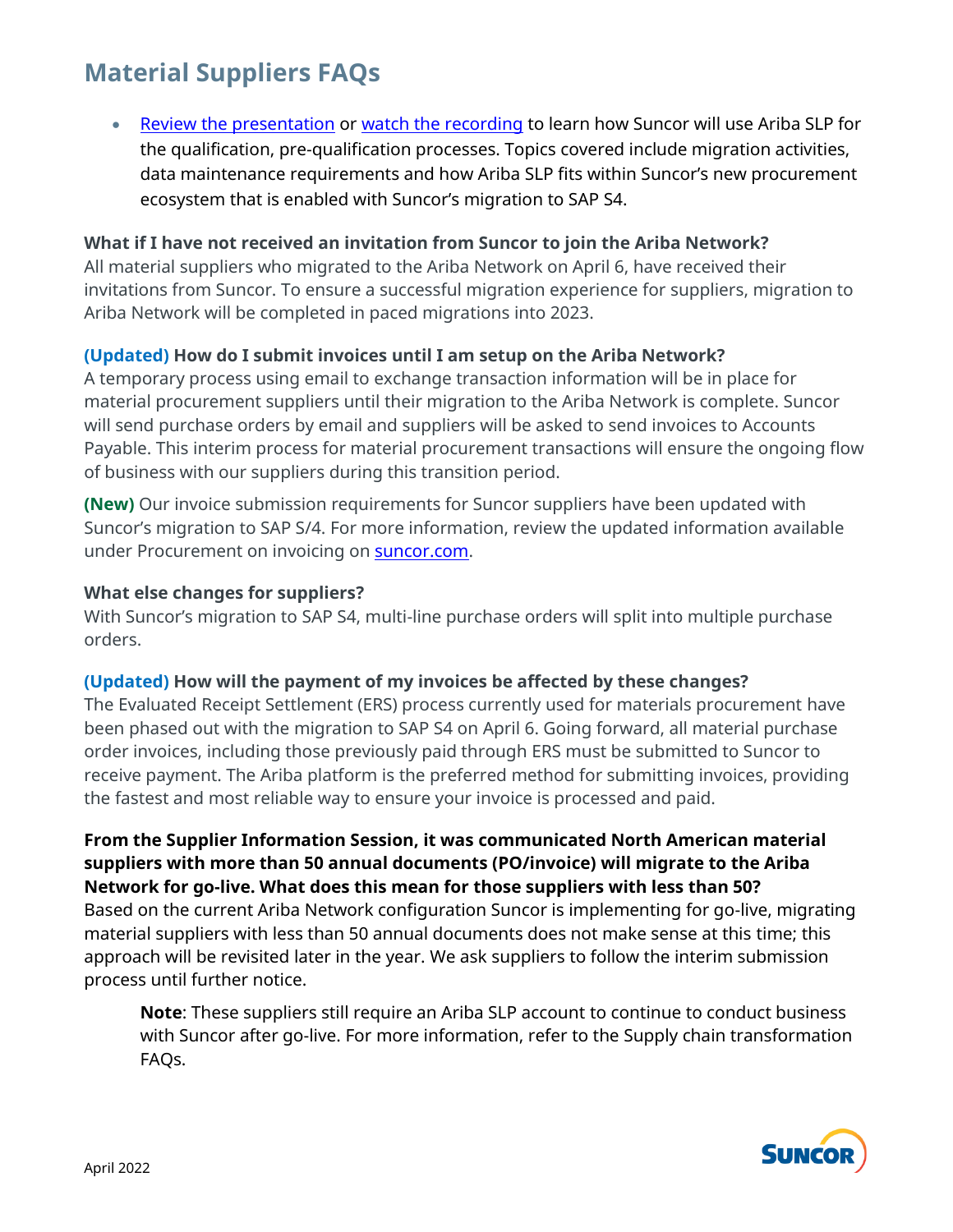## Material Suppliers FAQs

- Review the presentation or watch the recording to learn how Suncor will use Ariba SLP for the qualification, pre-qualification processes. Topics covered include migration activities, data maintenance requirements and how Ariba SLP fits within Suncor's new procurement ecosystem that is enabled with Suncor's migration to SAP S4.

**What if I have not received an invitation from Suncor to join the Ariba Network?**
All material suppliers who migrated to the Ariba Network on April 6, have received their invitations from Suncor. To ensure a successful migration experience for suppliers, migration to Ariba Network will be completed in paced migrations into 2023.

**(Updated) How do I submit invoices until I am setup on the Ariba Network?**
A temporary process using email to exchange transaction information will be in place for material procurement suppliers until their migration to the Ariba Network is complete. Suncor will send purchase orders by email and suppliers will be asked to send invoices to Accounts Payable. This interim process for material procurement transactions will ensure the ongoing flow of business with our suppliers during this transition period.

**(New)** Our invoice submission requirements for Suncor suppliers have been updated with Suncor's migration to SAP S/4. For more information, review the updated information available under Procurement on invoicing on suncor.com.

**What else changes for suppliers?**
With Suncor's migration to SAP S4, multi-line purchase orders will split into multiple purchase orders.

**(Updated) How will the payment of my invoices be affected by these changes?**
The Evaluated Receipt Settlement (ERS) process currently used for materials procurement have been phased out with the migration to SAP S4 on April 6. Going forward, all material purchase order invoices, including those previously paid through ERS must be submitted to Suncor to receive payment. The Ariba platform is the preferred method for submitting invoices, providing the fastest and most reliable way to ensure your invoice is processed and paid.

**From the Supplier Information Session, it was communicated North American material suppliers with more than 50 annual documents (PO/invoice) will migrate to the Ariba Network for go-live. What does this mean for those suppliers with less than 50?**
Based on the current Ariba Network configuration Suncor is implementing for go-live, migrating material suppliers with less than 50 annual documents does not make sense at this time; this approach will be revisited later in the year. We ask suppliers to follow the interim submission process until further notice.

> **Note**: These suppliers still require an Ariba SLP account to continue to conduct business with Suncor after go-live. For more information, refer to the Supply chain transformation FAQs.

April 2022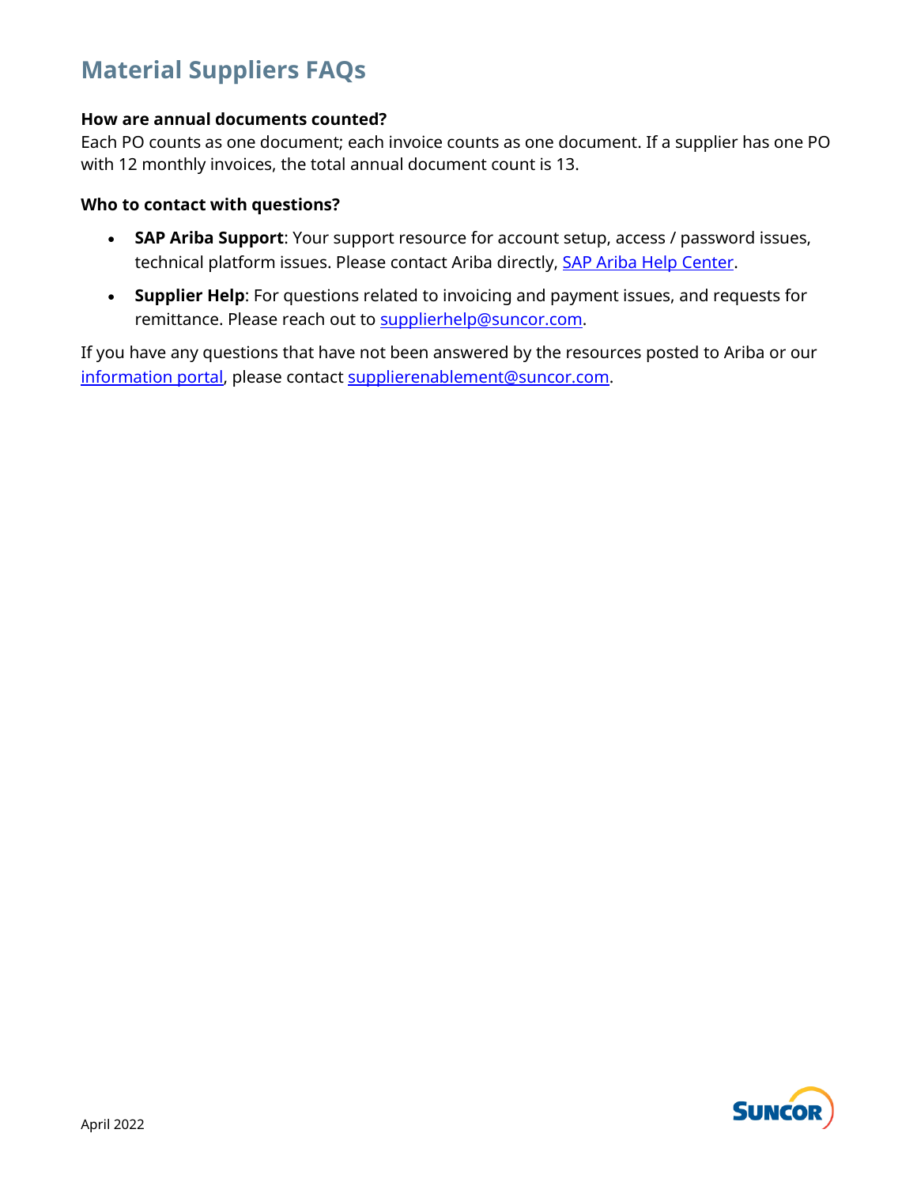## Material Suppliers FAQs

**How are annual documents counted?**
Each PO counts as one document; each invoice counts as one document. If a supplier has one PO with 12 monthly invoices, the total annual document count is 13.

**Who to contact with questions?**

- **SAP Ariba Support**: Your support resource for account setup, access / password issues, technical platform issues. Please contact Ariba directly, SAP Ariba Help Center.
- **Supplier Help**: For questions related to invoicing and payment issues, and requests for remittance. Please reach out to supplierhelp@suncor.com.

If you have any questions that have not been answered by the resources posted to Ariba or our information portal, please contact supplierenablement@suncor.com.

April 2022